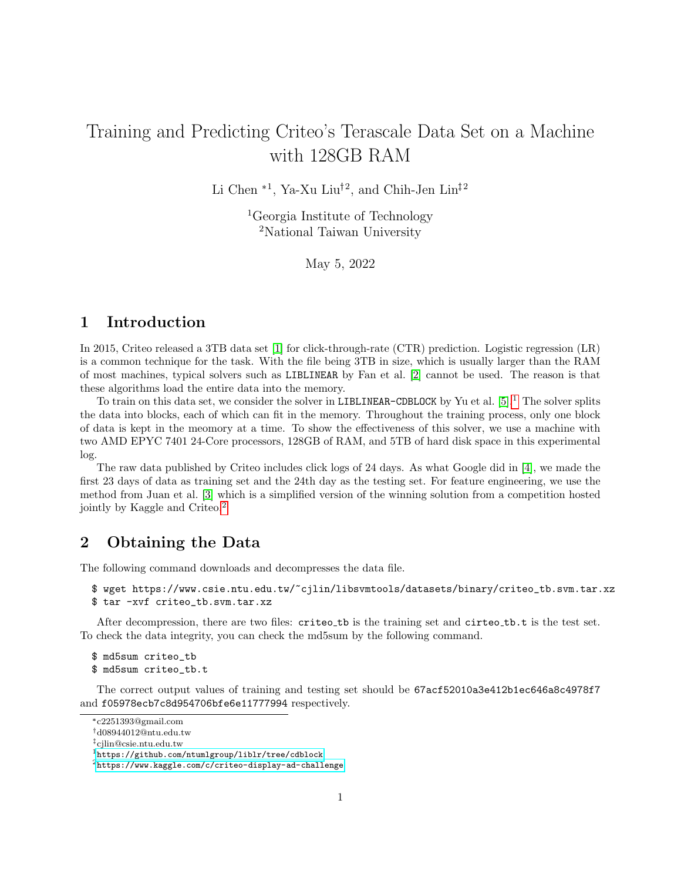# Training and Predicting Criteo's Terascale Data Set on a Machine with 128GB RAM

Li Chen *[1], Ya-Xu Liu†[2], and Chih-Jen Lin‡[2]

[1]Georgia Institute of Technology
[2]National Taiwan University

May 5, 2022

## 1 Introduction

In 2015, Criteo released a 3TB data set [1] for click-through-rate (CTR) prediction. Logistic regression (LR) is a common technique for the task. With the file being 3TB in size, which is usually larger than the RAM of most machines, typical solvers such as `LIBLINEAR` by Fan et al. [2] cannot be used. The reason is that these algorithms load the entire data into the memory.

To train on this data set, we consider the solver in `LIBLINEAR-CDBLOCK` by Yu et al. [5].[1] The solver splits the data into blocks, each of which can fit in the memory. Throughout the training process, only one block of data is kept in the meomory at a time. To show the effectiveness of this solver, we use a machine with two AMD EPYC 7401 24-Core processors, 128GB of RAM, and 5TB of hard disk space in this experimental log.

The raw data published by Criteo includes click logs of 24 days. As what Google did in [4], we made the first 23 days of data as training set and the 24th day as the testing set. For feature engineering, we use the method from Juan et al. [3] which is a simplified version of the winning solution from a competition hosted jointly by Kaggle and Criteo.[2]

## 2 Obtaining the Data

The following command downloads and decompresses the data file.

```
$ wget https://www.csie.ntu.edu.tw/~cjlin/libsvmtools/datasets/binary/criteo_tb.svm.tar.xz
$ tar -xvf criteo_tb.svm.tar.xz
```

After decompression, there are two files: `criteo_tb` is the training set and `cirteo_tb.t` is the test set. To check the data integrity, you can check the md5sum by the following command.

```
$ md5sum criteo_tb
$ md5sum criteo_tb.t
```

The correct output values of training and testing set should be `67acf52010a3e412b1ec646a8c4978f7` and `f05978ecb7c8d954706bfe6e11777994` respectively.

---

*c2251393@gmail.com
†d08944012@ntu.edu.tw
‡cjlin@csie.ntu.edu.tw
[1] https://github.com/ntumlgroup/liblr/tree/cdblock
[2] https://www.kaggle.com/c/criteo-display-ad-challenge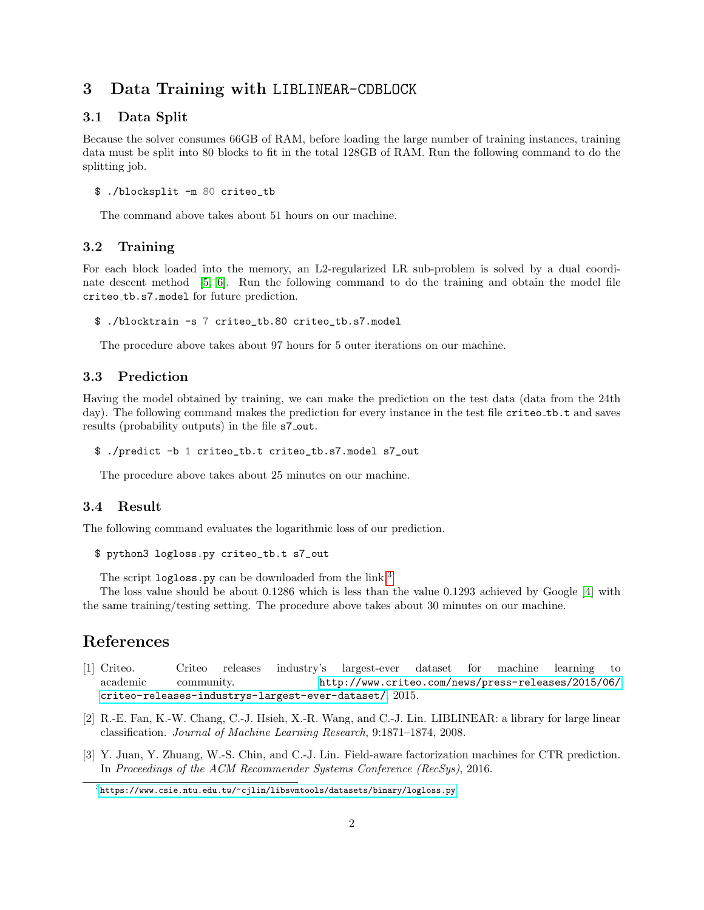# 3 Data Training with LIBLINEAR-CDBLOCK

## 3.1 Data Split

Because the solver consumes 66GB of RAM, before loading the large number of training instances, training data must be split into 80 blocks to fit in the total 128GB of RAM. Run the following command to do the splitting job.

```
$ ./blocksplit -m 80 criteo_tb
```

The command above takes about 51 hours on our machine.

## 3.2 Training

For each block loaded into the memory, an L2-regularized LR sub-problem is solved by a dual coordinate descent method [5, 6]. Run the following command to do the training and obtain the model file criteo_tb.s7.model for future prediction.

```
$ ./blocktrain -s 7 criteo_tb.80 criteo_tb.s7.model
```

The procedure above takes about 97 hours for 5 outer iterations on our machine.

## 3.3 Prediction

Having the model obtained by training, we can make the prediction on the test data (data from the 24th day). The following command makes the prediction for every instance in the test file criteo_tb.t and saves results (probability outputs) in the file s7_out.

```
$ ./predict -b 1 criteo_tb.t criteo_tb.s7.model s7_out
```

The procedure above takes about 25 minutes on our machine.

## 3.4 Result

The following command evaluates the logarithmic loss of our prediction.

```
$ python3 logloss.py criteo_tb.t s7_out
```

The script logloss.py can be downloaded from the link.[3]

The loss value should be about 0.1286 which is less than the value 0.1293 achieved by Google [4] with the same training/testing setting. The procedure above takes about 30 minutes on our machine.

# References

[1] Criteo. Criteo releases industry's largest-ever dataset for machine learning to academic community. http://www.criteo.com/news/press-releases/2015/06/criteo-releases-industrys-largest-ever-dataset/, 2015.

[2] R.-E. Fan, K.-W. Chang, C.-J. Hsieh, X.-R. Wang, and C.-J. Lin. LIBLINEAR: a library for large linear classification. *Journal of Machine Learning Research*, 9:1871–1874, 2008.

[3] Y. Juan, Y. Zhuang, W.-S. Chin, and C.-J. Lin. Field-aware factorization machines for CTR prediction. In *Proceedings of the ACM Recommender Systems Conference (RecSys)*, 2016.

[3] https://www.csie.ntu.edu.tw/~cjlin/libsvmtools/datasets/binary/logloss.py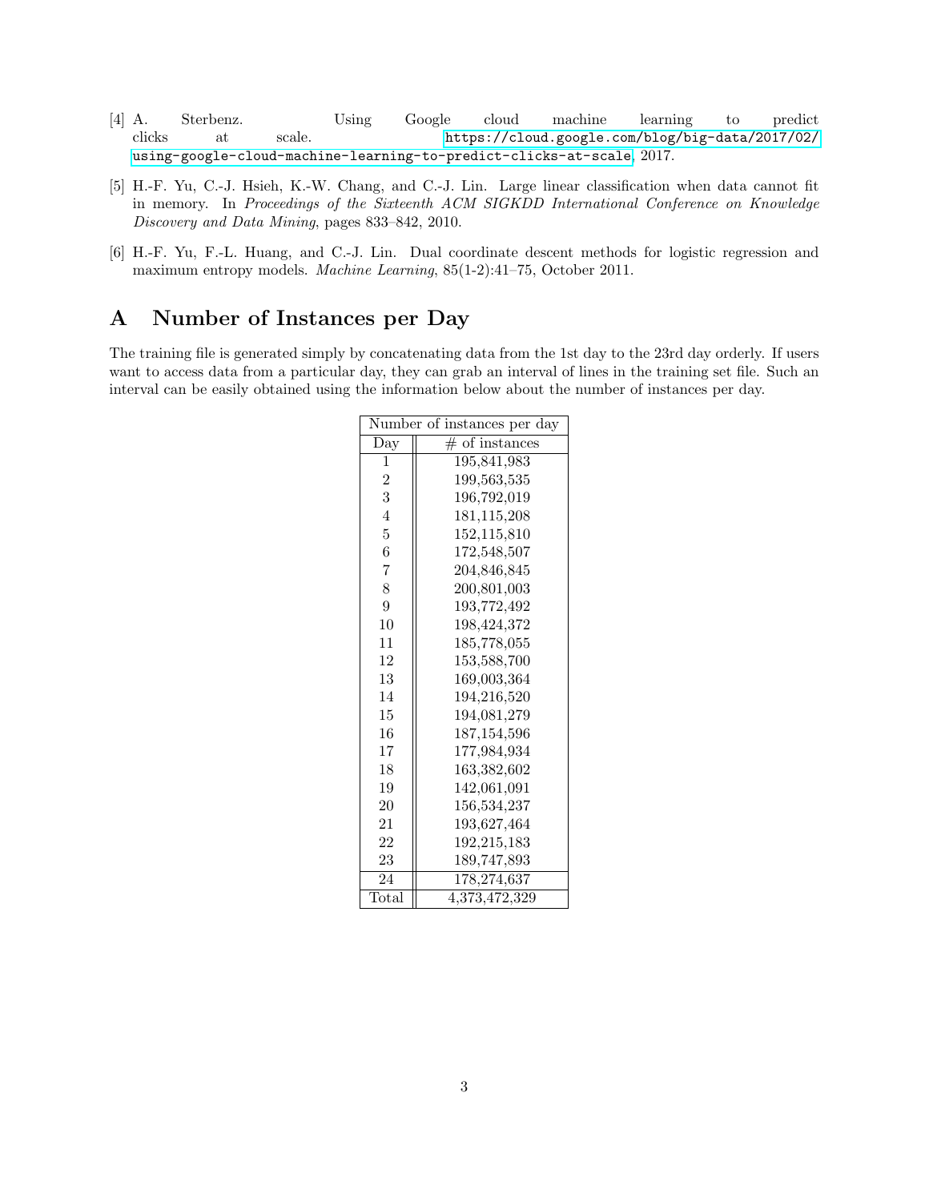[4] A. Sterbenz. Using Google cloud machine learning to predict clicks at scale. https://cloud.google.com/blog/big-data/2017/02/using-google-cloud-machine-learning-to-predict-clicks-at-scale, 2017.

[5] H.-F. Yu, C.-J. Hsieh, K.-W. Chang, and C.-J. Lin. Large linear classification when data cannot fit in memory. In *Proceedings of the Sixteenth ACM SIGKDD International Conference on Knowledge Discovery and Data Mining*, pages 833–842, 2010.

[6] H.-F. Yu, F.-L. Huang, and C.-J. Lin. Dual coordinate descent methods for logistic regression and maximum entropy models. *Machine Learning*, 85(1-2):41–75, October 2011.

# A Number of Instances per Day

The training file is generated simply by concatenating data from the 1st day to the 23rd day orderly. If users want to access data from a particular day, they can grab an interval of lines in the training set file. Such an interval can be easily obtained using the information below about the number of instances per day.

| Number of instances per day | |
|---|---|
| Day | # of instances |
| 1 | 195,841,983 |
| 2 | 199,563,535 |
| 3 | 196,792,019 |
| 4 | 181,115,208 |
| 5 | 152,115,810 |
| 6 | 172,548,507 |
| 7 | 204,846,845 |
| 8 | 200,801,003 |
| 9 | 193,772,492 |
| 10 | 198,424,372 |
| 11 | 185,778,055 |
| 12 | 153,588,700 |
| 13 | 169,003,364 |
| 14 | 194,216,520 |
| 15 | 194,081,279 |
| 16 | 187,154,596 |
| 17 | 177,984,934 |
| 18 | 163,382,602 |
| 19 | 142,061,091 |
| 20 | 156,534,237 |
| 21 | 193,627,464 |
| 22 | 192,215,183 |
| 23 | 189,747,893 |
| 24 | 178,274,637 |
| Total | 4,373,472,329 |